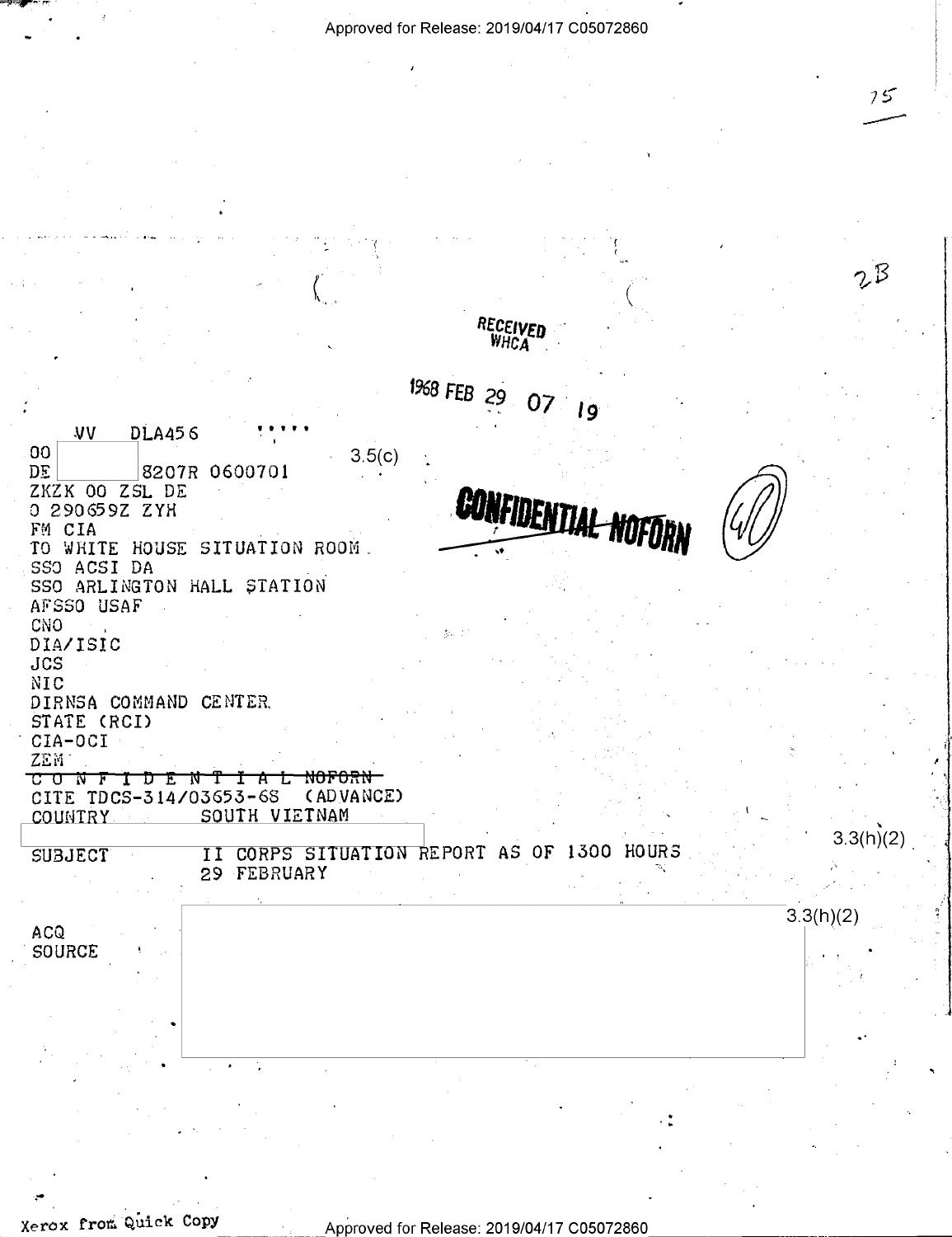RECEIVED
WHCA

1968 FEB 29 07 19

VV DLA456

00

DE 8207R 0600701

3.5(c)

ZKZK 00 ZSL DE

O 290659Z ZYH

FM CIA

TO WHITE HOUSE SITUATION ROOM.

SSO ACSI DA

SSO ARLINGTON HALL STATION

AFSSO USAF

CNO

DIA/ISIC

JCS

NIC

DIRNSA COMMAND CENTER

STATE (RCI)

CIA-OCI

ZEM

~~C O N F I D E N T I A L NOFORN~~

~~CONFIDENTIAL NOFORN~~

CITE TDCS-314/03653-68 (ADVANCE)

COUNTRY SOUTH VIETNAM

3.3(h)(2)

SUBJECT II CORPS SITUATION REPORT AS OF 1300 HOURS 29 FEBRUARY

3.3(h)(2)

ACQ

SOURCE

Xerox from Quick Copy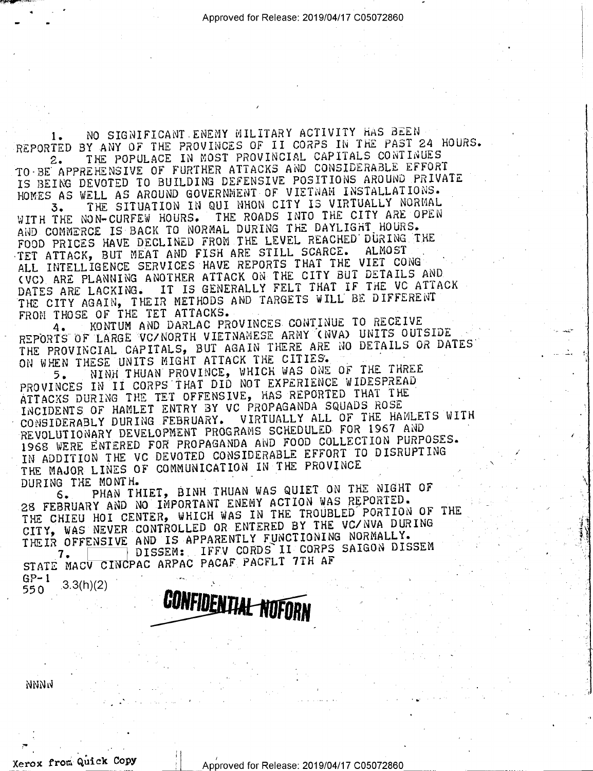1. NO SIGNIFICANT ENEMY MILITARY ACTIVITY HAS BEEN REPORTED BY ANY OF THE PROVINCES OF II CORPS IN THE PAST 24 HOURS.

2. THE POPULACE IN MOST PROVINCIAL CAPITALS CONTINUES TO BE APPREHENSIVE OF FURTHER ATTACKS AND CONSIDERABLE EFFORT IS BEING DEVOTED TO BUILDING DEFENSIVE POSITIONS AROUND PRIVATE HOMES AS WELL AS AROUND GOVERNMENT OF VIETNAM INSTALLATIONS.

3. THE SITUATION IN QUI NHON CITY IS VIRTUALLY NORMAL WITH THE NON-CURFEW HOURS. THE ROADS INTO THE CITY ARE OPEN AND COMMERCE IS BACK TO NORMAL DURING THE DAYLIGHT HOURS. FOOD PRICES HAVE DECLINED FROM THE LEVEL REACHED DURING THE TET ATTACK, BUT MEAT AND FISH ARE STILL SCARCE. ALMOST ALL INTELLIGENCE SERVICES HAVE REPORTS THAT THE VIET CONG (VC) ARE PLANNING ANOTHER ATTACK ON THE CITY BUT DETAILS AND DATES ARE LACKING. IT IS GENERALLY FELT THAT IF THE VC ATTACK THE CITY AGAIN, THEIR METHODS AND TARGETS WILL BE DIFFERENT FROM THOSE OF THE TET ATTACKS.

4. KONTUM AND DARLAC PROVINCES CONTINUE TO RECEIVE REPORTS OF LARGE VC/NORTH VIETNAMESE ARMY (NVA) UNITS OUTSIDE THE PROVINCIAL CAPITALS, BUT AGAIN THERE ARE NO DETAILS OR DATES ON WHEN THESE UNITS MIGHT ATTACK THE CITIES.

5. NINH THUAN PROVINCE, WHICH WAS ONE OF THE THREE PROVINCES IN II CORPS THAT DID NOT EXPERIENCE WIDESPREAD ATTACKS DURING THE TET OFFENSIVE, HAS REPORTED THAT THE INCIDENTS OF HAMLET ENTRY BY VC PROPAGANDA SQUADS ROSE CONSIDERABLY DURING FEBRUARY. VIRTUALLY ALL OF THE HAMLETS WITH REVOLUTIONARY DEVELOPMENT PROGRAMS SCHEDULED FOR 1967 AND 1968 WERE ENTERED FOR PROPAGANDA AND FOOD COLLECTION PURPOSES. IN ADDITION THE VC DEVOTED CONSIDERABLE EFFORT TO DISRUPTING THE MAJOR LINES OF COMMUNICATION IN THE PROVINCE DURING THE MONTH.

6. PHAN THIET, BINH THUAN WAS QUIET ON THE NIGHT OF 28 FEBRUARY AND NO IMPORTANT ENEMY ACTION WAS REPORTED. THE CHIEU HOI CENTER, WHICH WAS IN THE TROUBLED PORTION OF THE CITY, WAS NEVER CONTROLLED OR ENTERED BY THE VC/NVA DURING THEIR OFFENSIVE AND IS APPARENTLY FUNCTIONING NORMALLY.

7. [ ] DISSEM: IFFV CORDS II CORPS SAIGON DISSEM STATE MACV CINCPAC ARPAC PACAF PACFLT 7TH AF

GP-1
550 3.3(h)(2)

**CONFIDENTIAL NOFORN**

NNNN

Xerox from Quick Copy